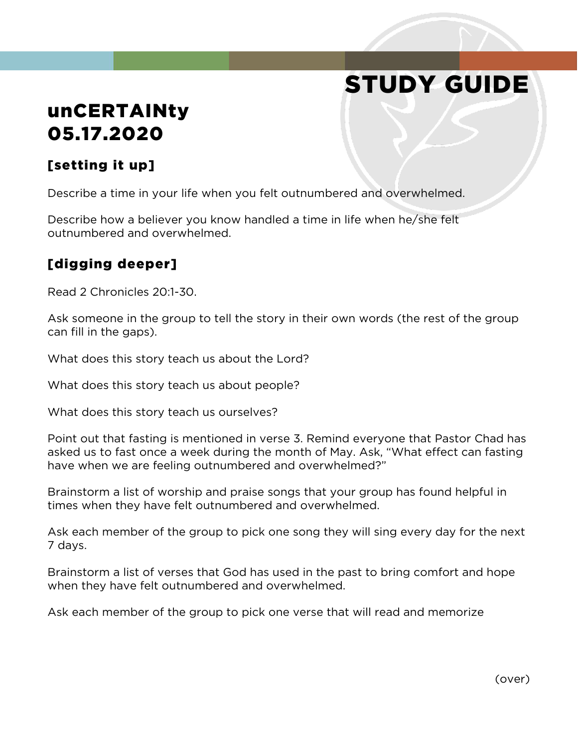# STUDY GUIDE

## unCERTAINty
## 05.17.2020

### [setting it up]

Describe a time in your life when you felt outnumbered and overwhelmed.

Describe how a believer you know handled a time in life when he/she felt outnumbered and overwhelmed.

### [digging deeper]

Read 2 Chronicles 20:1-30.

Ask someone in the group to tell the story in their own words (the rest of the group can fill in the gaps).

What does this story teach us about the Lord?

What does this story teach us about people?

What does this story teach us ourselves?

Point out that fasting is mentioned in verse 3. Remind everyone that Pastor Chad has asked us to fast once a week during the month of May. Ask, "What effect can fasting have when we are feeling outnumbered and overwhelmed?"

Brainstorm a list of worship and praise songs that your group has found helpful in times when they have felt outnumbered and overwhelmed.

Ask each member of the group to pick one song they will sing every day for the next 7 days.

Brainstorm a list of verses that God has used in the past to bring comfort and hope when they have felt outnumbered and overwhelmed.

Ask each member of the group to pick one verse that will read and memorize

(over)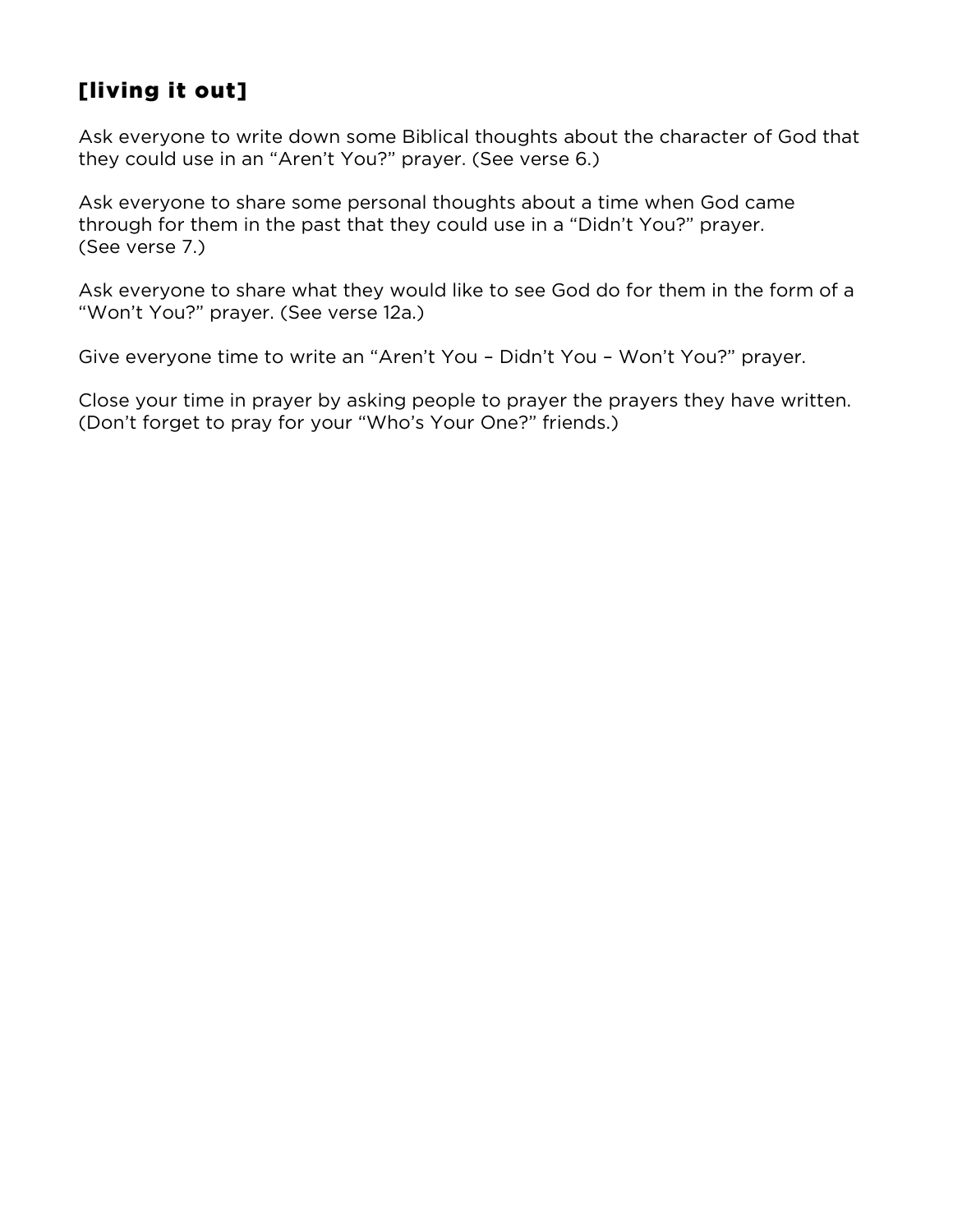## [living it out]

Ask everyone to write down some Biblical thoughts about the character of God that they could use in an "Aren't You?" prayer. (See verse 6.)

Ask everyone to share some personal thoughts about a time when God came through for them in the past that they could use in a "Didn't You?" prayer. (See verse 7.)

Ask everyone to share what they would like to see God do for them in the form of a "Won't You?" prayer. (See verse 12a.)

Give everyone time to write an "Aren't You – Didn't You – Won't You?" prayer.

Close your time in prayer by asking people to prayer the prayers they have written. (Don't forget to pray for your "Who's Your One?" friends.)